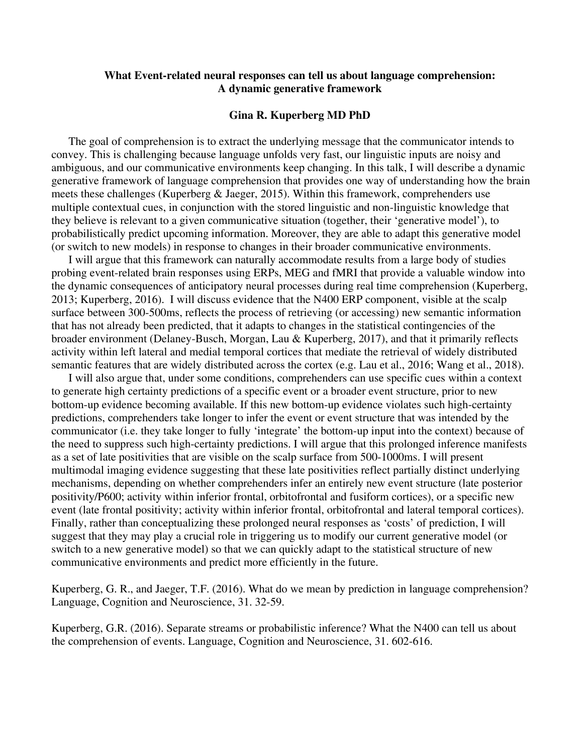# What Event-related neural responses can tell us about language comprehension: A dynamic generative framework

**Gina R. Kuperberg MD PhD**

The goal of comprehension is to extract the underlying message that the communicator intends to convey. This is challenging because language unfolds very fast, our linguistic inputs are noisy and ambiguous, and our communicative environments keep changing. In this talk, I will describe a dynamic generative framework of language comprehension that provides one way of understanding how the brain meets these challenges (Kuperberg & Jaeger, 2015). Within this framework, comprehenders use multiple contextual cues, in conjunction with the stored linguistic and non-linguistic knowledge that they believe is relevant to a given communicative situation (together, their 'generative model'), to probabilistically predict upcoming information. Moreover, they are able to adapt this generative model (or switch to new models) in response to changes in their broader communicative environments.

I will argue that this framework can naturally accommodate results from a large body of studies probing event-related brain responses using ERPs, MEG and fMRI that provide a valuable window into the dynamic consequences of anticipatory neural processes during real time comprehension (Kuperberg, 2013; Kuperberg, 2016). I will discuss evidence that the N400 ERP component, visible at the scalp surface between 300-500ms, reflects the process of retrieving (or accessing) new semantic information that has not already been predicted, that it adapts to changes in the statistical contingencies of the broader environment (Delaney-Busch, Morgan, Lau & Kuperberg, 2017), and that it primarily reflects activity within left lateral and medial temporal cortices that mediate the retrieval of widely distributed semantic features that are widely distributed across the cortex (e.g. Lau et al., 2016; Wang et al., 2018).

I will also argue that, under some conditions, comprehenders can use specific cues within a context to generate high certainty predictions of a specific event or a broader event structure, prior to new bottom-up evidence becoming available. If this new bottom-up evidence violates such high-certainty predictions, comprehenders take longer to infer the event or event structure that was intended by the communicator (i.e. they take longer to fully 'integrate' the bottom-up input into the context) because of the need to suppress such high-certainty predictions. I will argue that this prolonged inference manifests as a set of late positivities that are visible on the scalp surface from 500-1000ms. I will present multimodal imaging evidence suggesting that these late positivities reflect partially distinct underlying mechanisms, depending on whether comprehenders infer an entirely new event structure (late posterior positivity/P600; activity within inferior frontal, orbitofrontal and fusiform cortices), or a specific new event (late frontal positivity; activity within inferior frontal, orbitofrontal and lateral temporal cortices). Finally, rather than conceptualizing these prolonged neural responses as 'costs' of prediction, I will suggest that they may play a crucial role in triggering us to modify our current generative model (or switch to a new generative model) so that we can quickly adapt to the statistical structure of new communicative environments and predict more efficiently in the future.

Kuperberg, G. R., and Jaeger, T.F. (2016). What do we mean by prediction in language comprehension? Language, Cognition and Neuroscience, 31. 32-59.

Kuperberg, G.R. (2016). Separate streams or probabilistic inference? What the N400 can tell us about the comprehension of events. Language, Cognition and Neuroscience, 31. 602-616.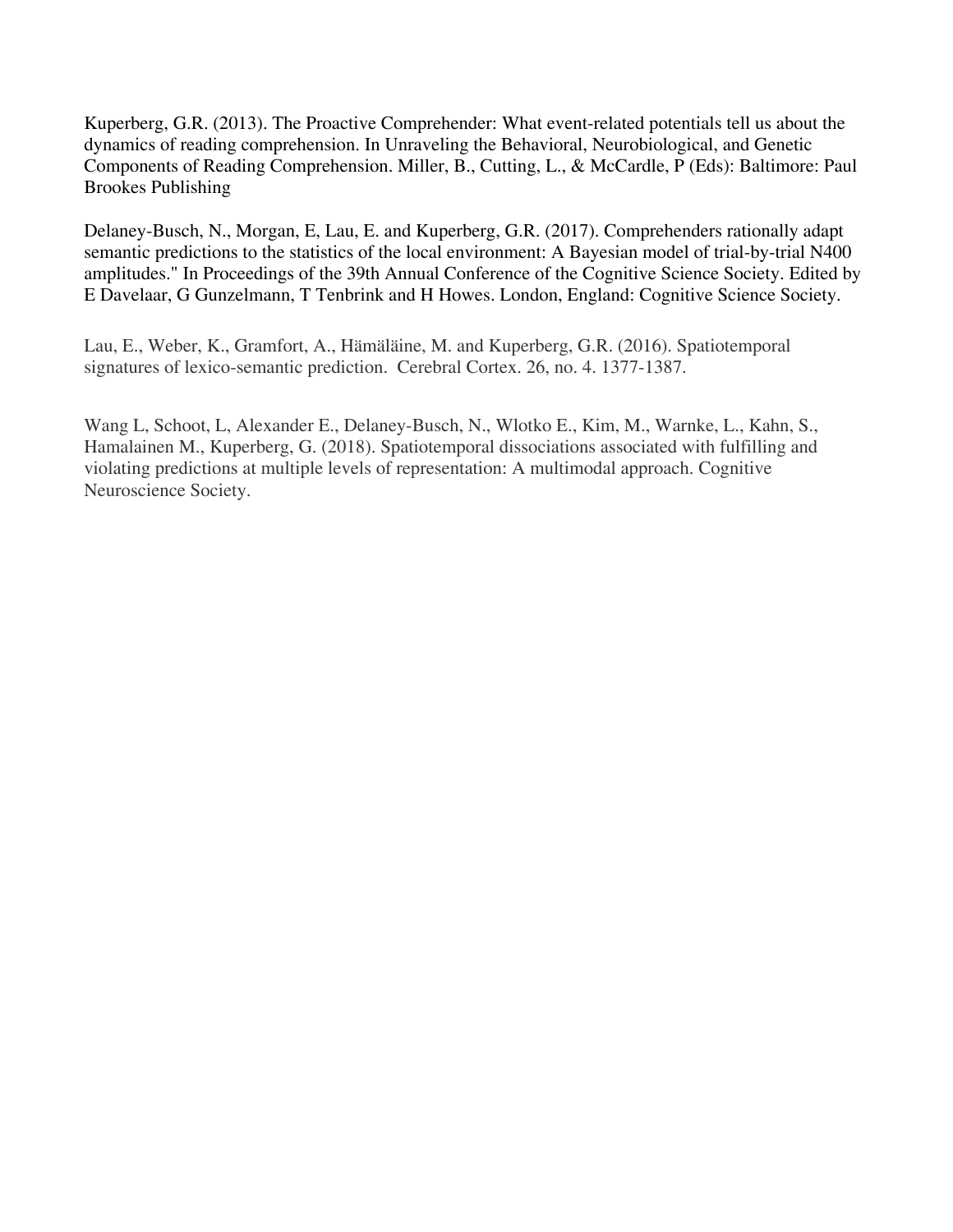Kuperberg, G.R. (2013). The Proactive Comprehender: What event-related potentials tell us about the dynamics of reading comprehension. In Unraveling the Behavioral, Neurobiological, and Genetic Components of Reading Comprehension. Miller, B., Cutting, L., & McCardle, P (Eds): Baltimore: Paul Brookes Publishing

Delaney-Busch, N., Morgan, E, Lau, E. and Kuperberg, G.R. (2017). Comprehenders rationally adapt semantic predictions to the statistics of the local environment: A Bayesian model of trial-by-trial N400 amplitudes." In Proceedings of the 39th Annual Conference of the Cognitive Science Society. Edited by E Davelaar, G Gunzelmann, T Tenbrink and H Howes. London, England: Cognitive Science Society.

Lau, E., Weber, K., Gramfort, A., Hämäläine, M. and Kuperberg, G.R. (2016). Spatiotemporal signatures of lexico-semantic prediction. Cerebral Cortex. 26, no. 4. 1377-1387.

Wang L, Schoot, L, Alexander E., Delaney-Busch, N., Wlotko E., Kim, M., Warnke, L., Kahn, S., Hamalainen M., Kuperberg, G. (2018). Spatiotemporal dissociations associated with fulfilling and violating predictions at multiple levels of representation: A multimodal approach. Cognitive Neuroscience Society.